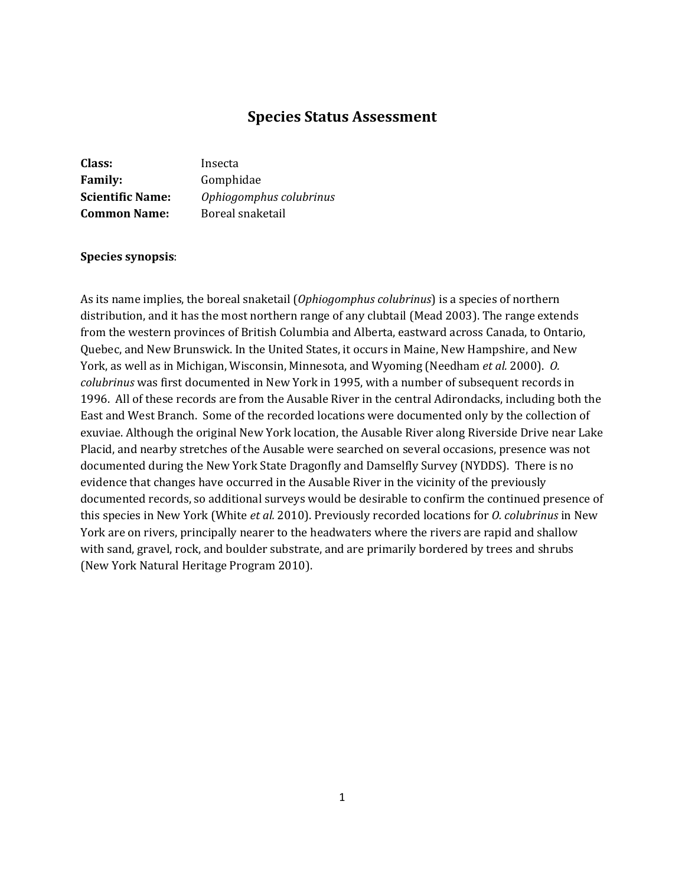# Species Status Assessment

**Class:** Insecta
**Family:** Gomphidae
**Scientific Name:** *Ophiogomphus colubrinus*
**Common Name:** Boreal snaketail

**Species synopsis**:

As its name implies, the boreal snaketail (*Ophiogomphus colubrinus*) is a species of northern distribution, and it has the most northern range of any clubtail (Mead 2003). The range extends from the western provinces of British Columbia and Alberta, eastward across Canada, to Ontario, Quebec, and New Brunswick. In the United States, it occurs in Maine, New Hampshire, and New York, as well as in Michigan, Wisconsin, Minnesota, and Wyoming (Needham *et al.* 2000). *O. colubrinus* was first documented in New York in 1995, with a number of subsequent records in 1996. All of these records are from the Ausable River in the central Adirondacks, including both the East and West Branch. Some of the recorded locations were documented only by the collection of exuviae. Although the original New York location, the Ausable River along Riverside Drive near Lake Placid, and nearby stretches of the Ausable were searched on several occasions, presence was not documented during the New York State Dragonfly and Damselfly Survey (NYDDS). There is no evidence that changes have occurred in the Ausable River in the vicinity of the previously documented records, so additional surveys would be desirable to confirm the continued presence of this species in New York (White *et al.* 2010). Previously recorded locations for *O. colubrinus* in New York are on rivers, principally nearer to the headwaters where the rivers are rapid and shallow with sand, gravel, rock, and boulder substrate, and are primarily bordered by trees and shrubs (New York Natural Heritage Program 2010).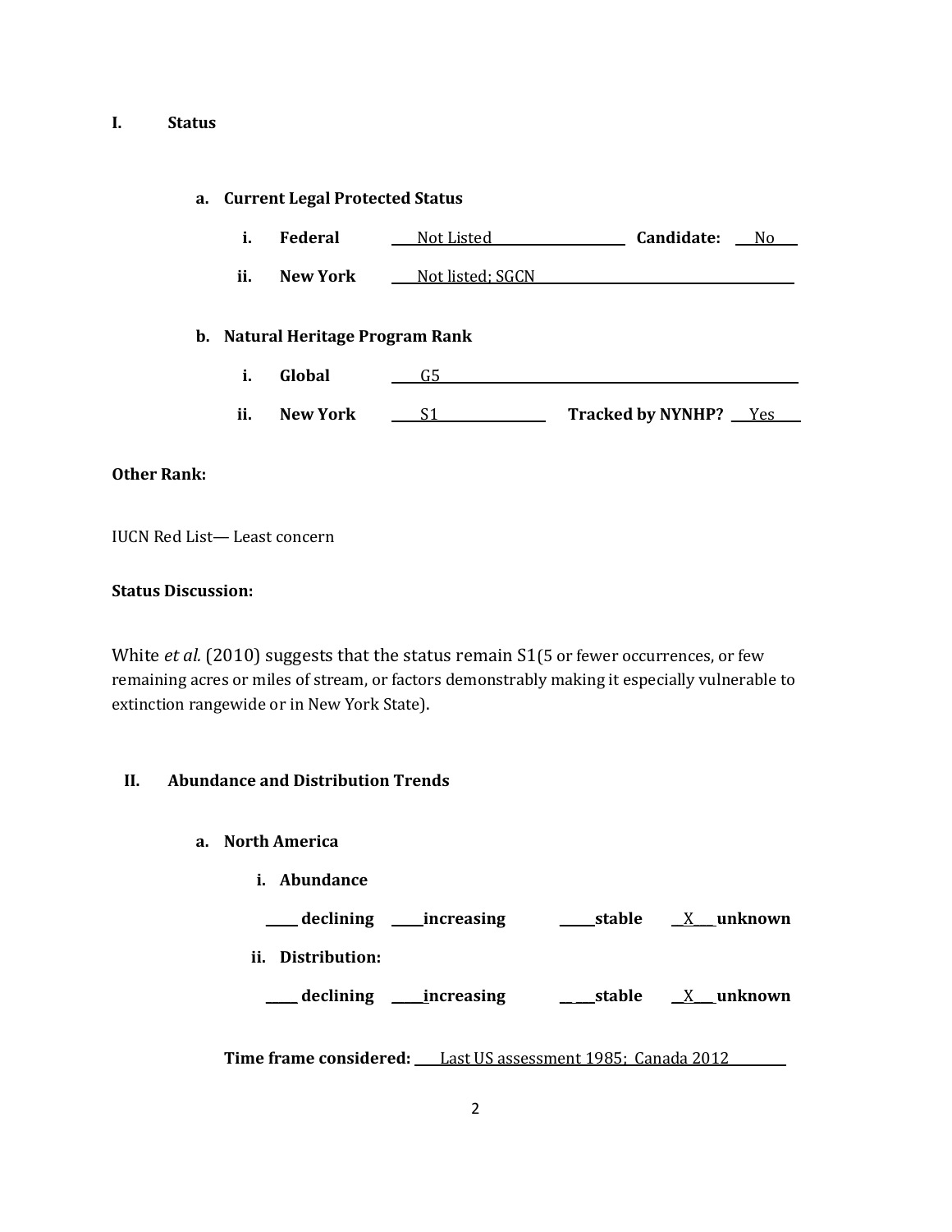## I. Status

### a. Current Legal Protected Status

**i. Federal** Not Listed **Candidate:** No

**ii. New York** Not listed; SGCN

### b. Natural Heritage Program Rank

**i. Global** G5

**ii. New York** S1 **Tracked by NYNHP?** Yes

**Other Rank:**

IUCN Red List— Least concern

**Status Discussion:**

White *et al.* (2010) suggests that the status remain S1(5 or fewer occurrences, or few remaining acres or miles of stream, or factors demonstrably making it especially vulnerable to extinction rangewide or in New York State).

## II. Abundance and Distribution Trends

### a. North America

**i. Abundance**

____ **declining** ____ **increasing** ____ **stable** __X__ **unknown**

**ii. Distribution:**

____ **declining** ____ **increasing** ____ **stable** __X__ **unknown**

**Time frame considered:** Last US assessment 1985; Canada 2012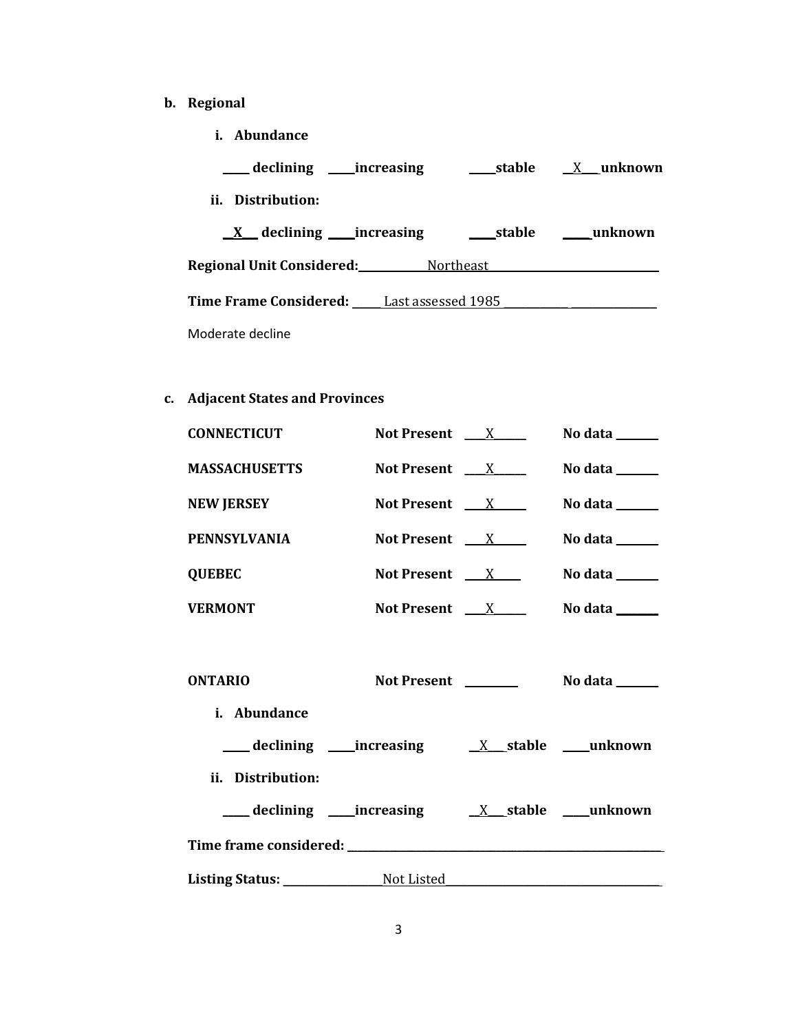**b. Regional**

**i. Abundance**

**____ declining ____increasing ____stable __X___unknown**

**ii. Distribution:**

**__X__ declining ____increasing ____stable ____unknown**

**Regional Unit Considered:** Northeast

**Time Frame Considered:** Last assessed 1985

Moderate decline

**c. Adjacent States and Provinces**

| | | |
|---|---|---|
| **CONNECTICUT** | **Not Present** X | **No data** ______ |
| **MASSACHUSETTS** | **Not Present** X | **No data** ______ |
| **NEW JERSEY** | **Not Present** X | **No data** ______ |
| **PENNSYLVANIA** | **Not Present** X | **No data** ______ |
| **QUEBEC** | **Not Present** X | **No data** ______ |
| **VERMONT** | **Not Present** X | **No data** ______ |

**ONTARIO** **Not Present** ________ **No data** ______

**i. Abundance**

**____ declining ____increasing __X___stable ____unknown**

**ii. Distribution:**

**____ declining ____increasing __X___stable ____unknown**

**Time frame considered:** ________________________________

**Listing Status:** Not Listed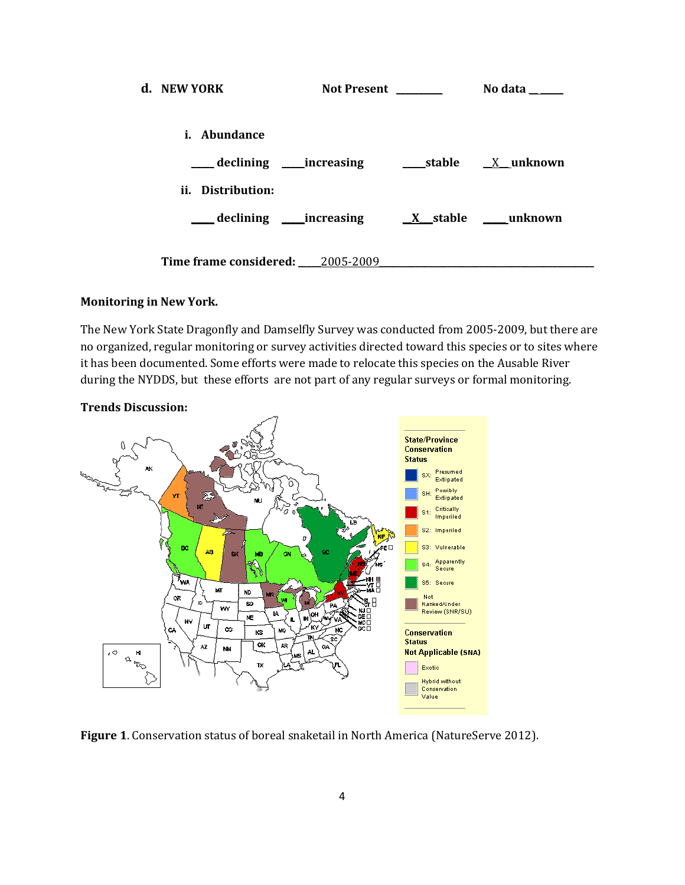**d. NEW YORK** **Not Present \_\_\_\_\_\_\_\_\_** **No data \_\_\_\_\_\_\_**

**i. Abundance**

**\_\_\_\_\_ declining \_\_\_\_\_increasing \_\_\_\_\_stable \_\_X\_\_unknown**

**ii. Distribution:**

**\_\_\_\_\_ declining \_\_\_\_\_increasing \_\_X\_\_stable \_\_\_\_\_unknown**

**Time frame considered:** \_\_\_\_\_2005-2009\_\_\_\_\_\_\_\_\_\_\_\_\_\_\_\_\_\_\_\_\_\_\_\_\_\_\_\_\_\_\_\_\_\_\_\_\_\_\_\_\_\_\_

**Monitoring in New York.**

The New York State Dragonfly and Damselfly Survey was conducted from 2005-2009, but there are no organized, regular monitoring or survey activities directed toward this species or to sites where it has been documented. Some efforts were made to relocate this species on the Ausable River during the NYDDS, but these efforts are not part of any regular surveys or formal monitoring.

**Trends Discussion:**

**Figure 1**. Conservation status of boreal snaketail in North America (NatureServe 2012).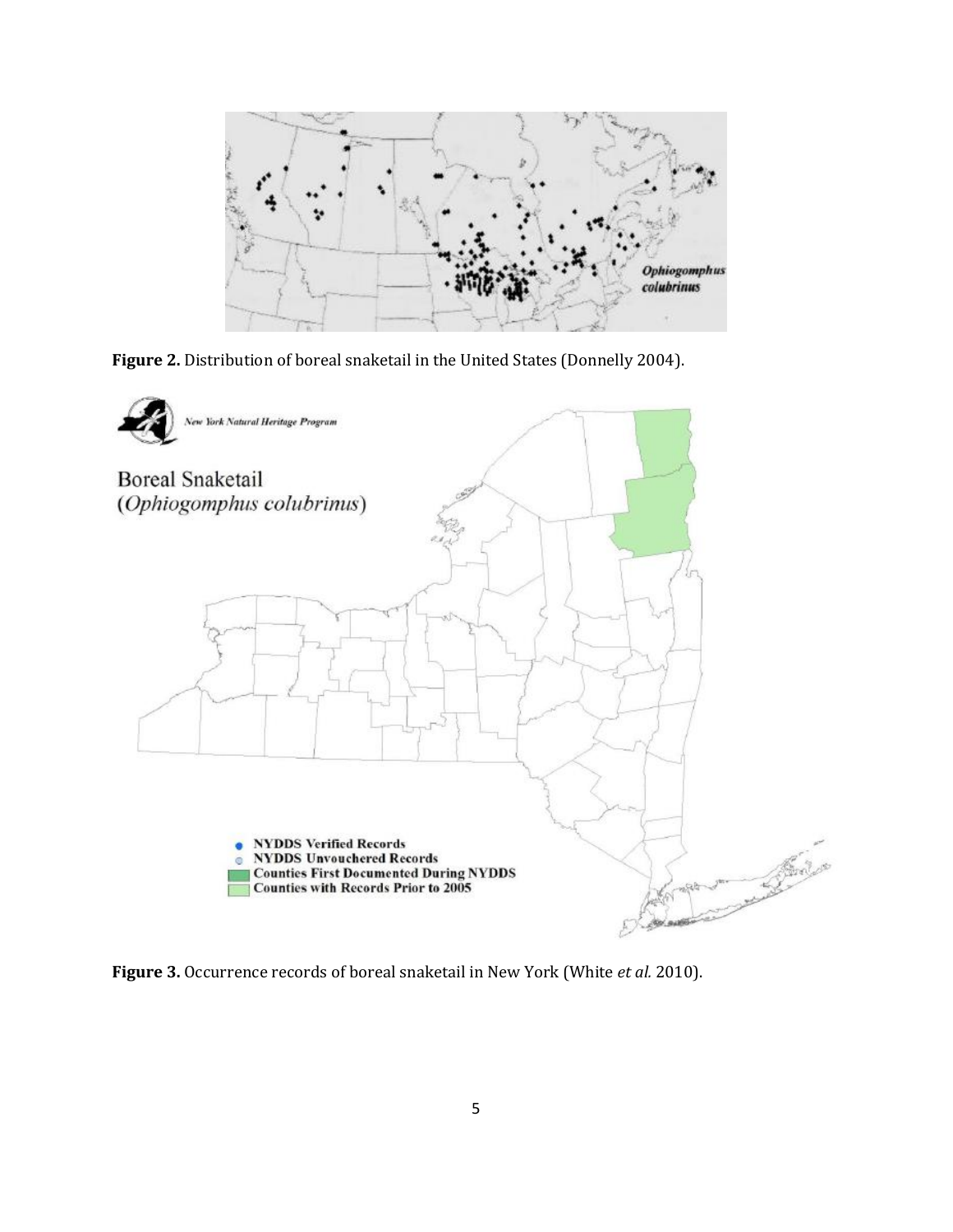**Figure 2.** Distribution of boreal snaketail in the United States (Donnelly 2004).

**Figure 3.** Occurrence records of boreal snaketail in New York (White *et al.* 2010).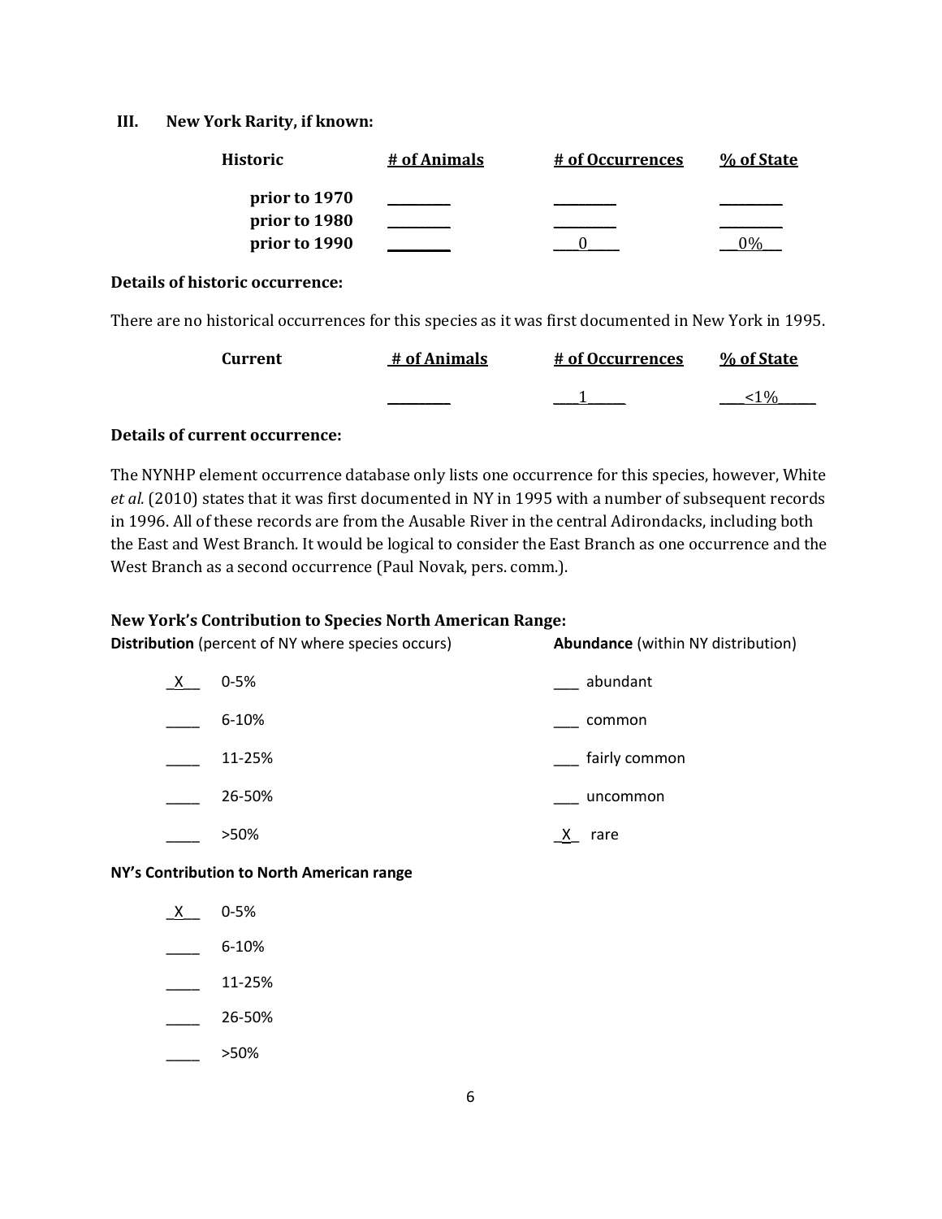**III. New York Rarity, if known:**

| Historic | # of Animals | # of Occurrences | % of State |
|---|---|---|---|
| prior to 1970 | ________ | ________ | ________ |
| prior to 1980 | ________ | ________ | ________ |
| prior to 1990 | ________ | ___0____ | __0%__ |

**Details of historic occurrence:**

There are no historical occurrences for this species as it was first documented in New York in 1995.

| Current | # of Animals | # of Occurrences | % of State |
|---|---|---|---|
| | ________ | ___1_____ | ___<1%_____ |

**Details of current occurrence:**

The NYNHP element occurrence database only lists one occurrence for this species, however, White *et al.* (2010) states that it was first documented in NY in 1995 with a number of subsequent records in 1996. All of these records are from the Ausable River in the central Adirondacks, including both the East and West Branch. It would be logical to consider the East Branch as one occurrence and the West Branch as a second occurrence (Paul Novak, pers. comm.).

**New York's Contribution to Species North American Range:**

**Distribution** (percent of NY where species occurs)

_X__ 0-5%

____ 6-10%

____ 11-25%

____ 26-50%

____ >50%

**Abundance** (within NY distribution)

___ abundant

___ common

___ fairly common

___ uncommon

_X_ rare

**NY's Contribution to North American range**

_X__ 0-5%

____ 6-10%

____ 11-25%

____ 26-50%

____ >50%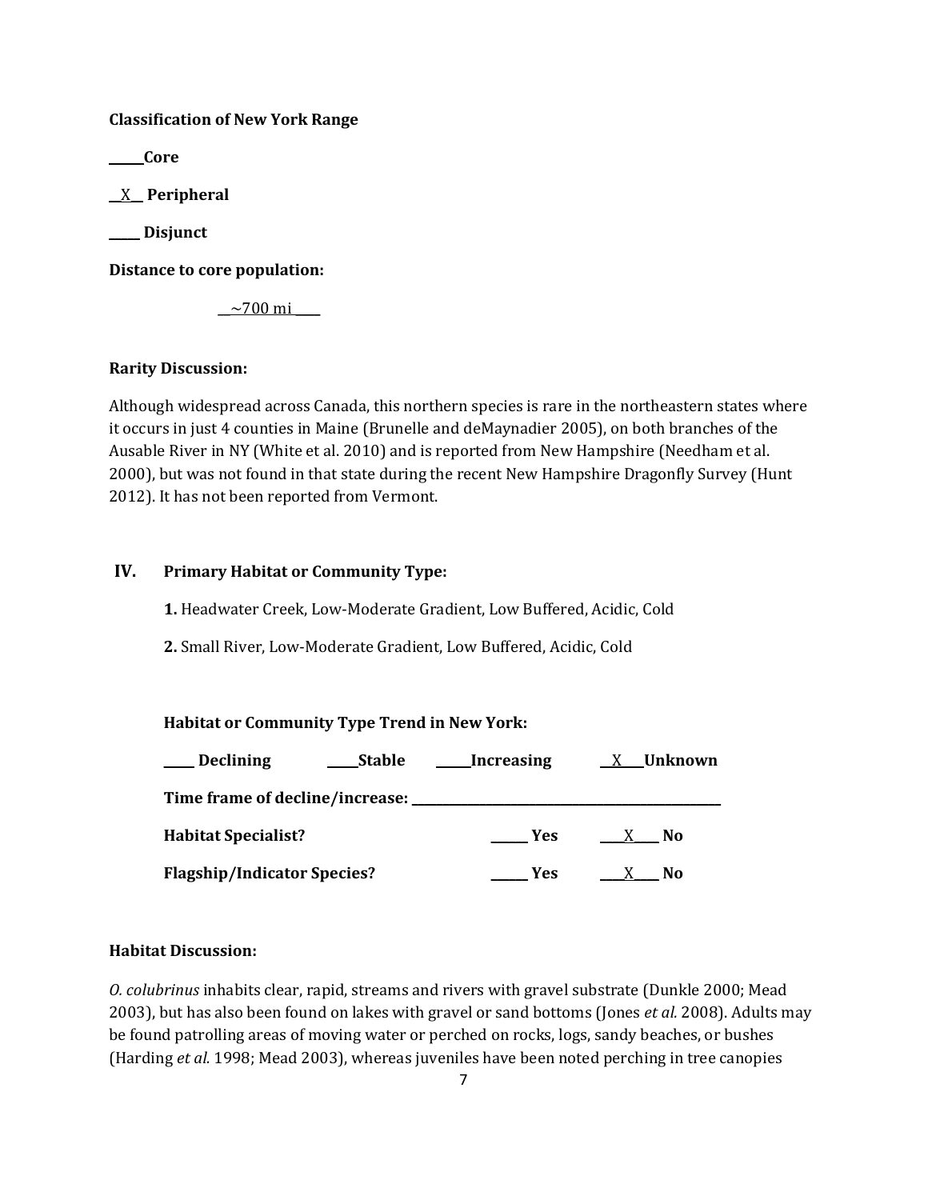**Classification of New York Range**

_____ **Core**

__X__ **Peripheral**

_____ **Disjunct**

**Distance to core population:**

__~700 mi____

**Rarity Discussion:**

Although widespread across Canada, this northern species is rare in the northeastern states where it occurs in just 4 counties in Maine (Brunelle and deMaynadier 2005), on both branches of the Ausable River in NY (White et al. 2010) and is reported from New Hampshire (Needham et al. 2000), but was not found in that state during the recent New Hampshire Dragonfly Survey (Hunt 2012). It has not been reported from Vermont.

## IV. Primary Habitat or Community Type:

**1.** Headwater Creek, Low-Moderate Gradient, Low Buffered, Acidic, Cold

**2.** Small River, Low-Moderate Gradient, Low Buffered, Acidic, Cold

**Habitat or Community Type Trend in New York:**

_____ **Declining** _____ **Stable** _____ **Increasing** __X__ **Unknown**

**Time frame of decline/increase:** _______________________

**Habitat Specialist?** _____ **Yes** __X__ **No**

**Flagship/Indicator Species?** _____ **Yes** __X__ **No**

**Habitat Discussion:**

*O. colubrinus* inhabits clear, rapid, streams and rivers with gravel substrate (Dunkle 2000; Mead 2003), but has also been found on lakes with gravel or sand bottoms (Jones *et al.* 2008). Adults may be found patrolling areas of moving water or perched on rocks, logs, sandy beaches, or bushes (Harding *et al.* 1998; Mead 2003), whereas juveniles have been noted perching in tree canopies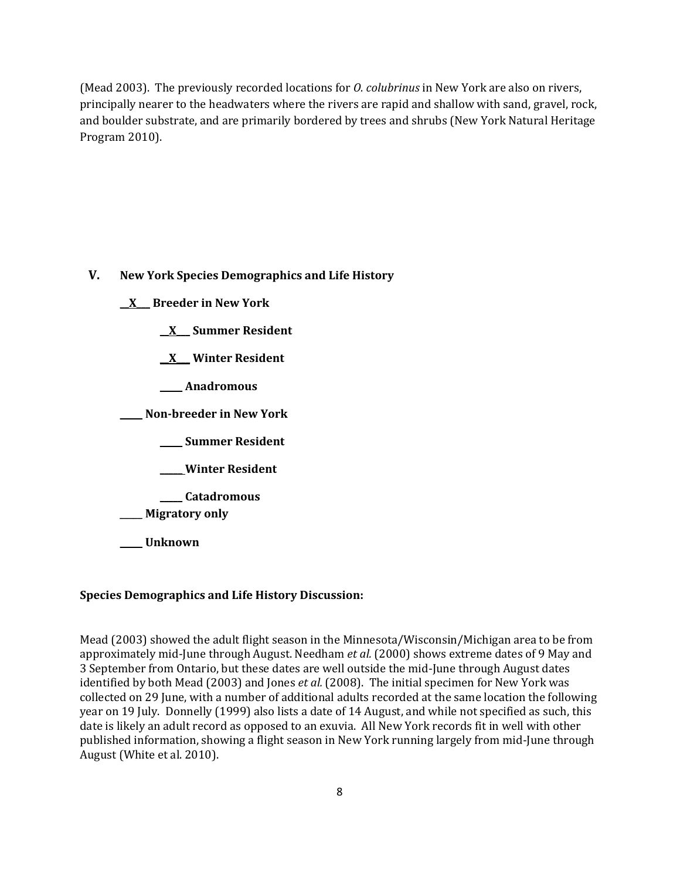(Mead 2003). The previously recorded locations for *O. colubrinus* in New York are also on rivers, principally nearer to the headwaters where the rivers are rapid and shallow with sand, gravel, rock, and boulder substrate, and are primarily bordered by trees and shrubs (New York Natural Heritage Program 2010).

## V. New York Species Demographics and Life History

**__X___ Breeder in New York**

- **__X___ Summer Resident**
- **__X___ Winter Resident**
- **_____ Anadromous**

**_____ Non-breeder in New York**

- **_____ Summer Resident**
- **_____ Winter Resident**
- **_____ Catadromous**

**_____ Migratory only**

**_____ Unknown**

**Species Demographics and Life History Discussion:**

Mead (2003) showed the adult flight season in the Minnesota/Wisconsin/Michigan area to be from approximately mid-June through August. Needham *et al.* (2000) shows extreme dates of 9 May and 3 September from Ontario, but these dates are well outside the mid-June through August dates identified by both Mead (2003) and Jones *et al.* (2008). The initial specimen for New York was collected on 29 June, with a number of additional adults recorded at the same location the following year on 19 July. Donnelly (1999) also lists a date of 14 August, and while not specified as such, this date is likely an adult record as opposed to an exuvia. All New York records fit in well with other published information, showing a flight season in New York running largely from mid-June through August (White et al. 2010).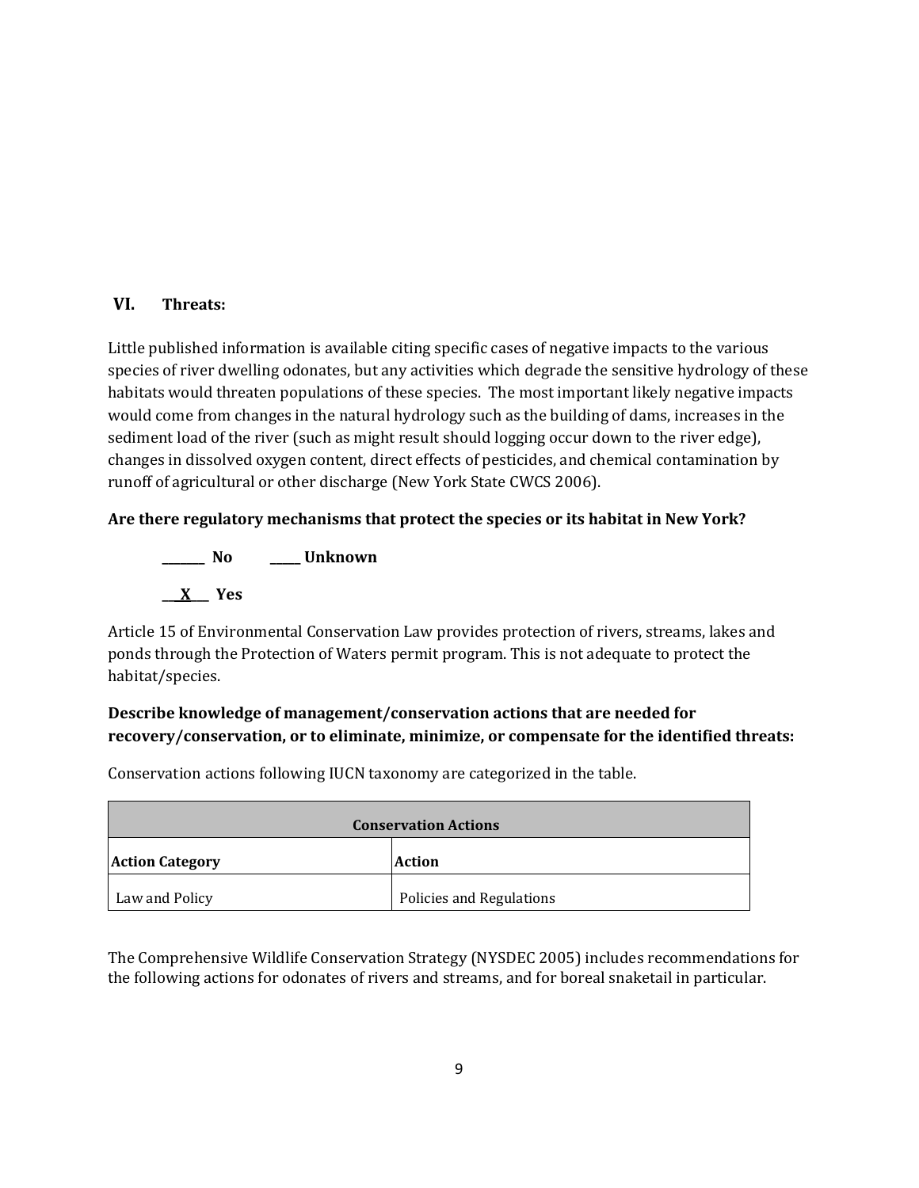## VI. Threats:

Little published information is available citing specific cases of negative impacts to the various species of river dwelling odonates, but any activities which degrade the sensitive hydrology of these habitats would threaten populations of these species. The most important likely negative impacts would come from changes in the natural hydrology such as the building of dams, increases in the sediment load of the river (such as might result should logging occur down to the river edge), changes in dissolved oxygen content, direct effects of pesticides, and chemical contamination by runoff of agricultural or other discharge (New York State CWCS 2006).

**Are there regulatory mechanisms that protect the species or its habitat in New York?**

**_______ No  _____ Unknown**

**__X___ Yes**

Article 15 of Environmental Conservation Law provides protection of rivers, streams, lakes and ponds through the Protection of Waters permit program. This is not adequate to protect the habitat/species.

**Describe knowledge of management/conservation actions that are needed for recovery/conservation, or to eliminate, minimize, or compensate for the identified threats:**

Conservation actions following IUCN taxonomy are categorized in the table.

| **Conservation Actions** | |
|---|---|
| **Action Category** | **Action** |
| Law and Policy | Policies and Regulations |

The Comprehensive Wildlife Conservation Strategy (NYSDEC 2005) includes recommendations for the following actions for odonates of rivers and streams, and for boreal snaketail in particular.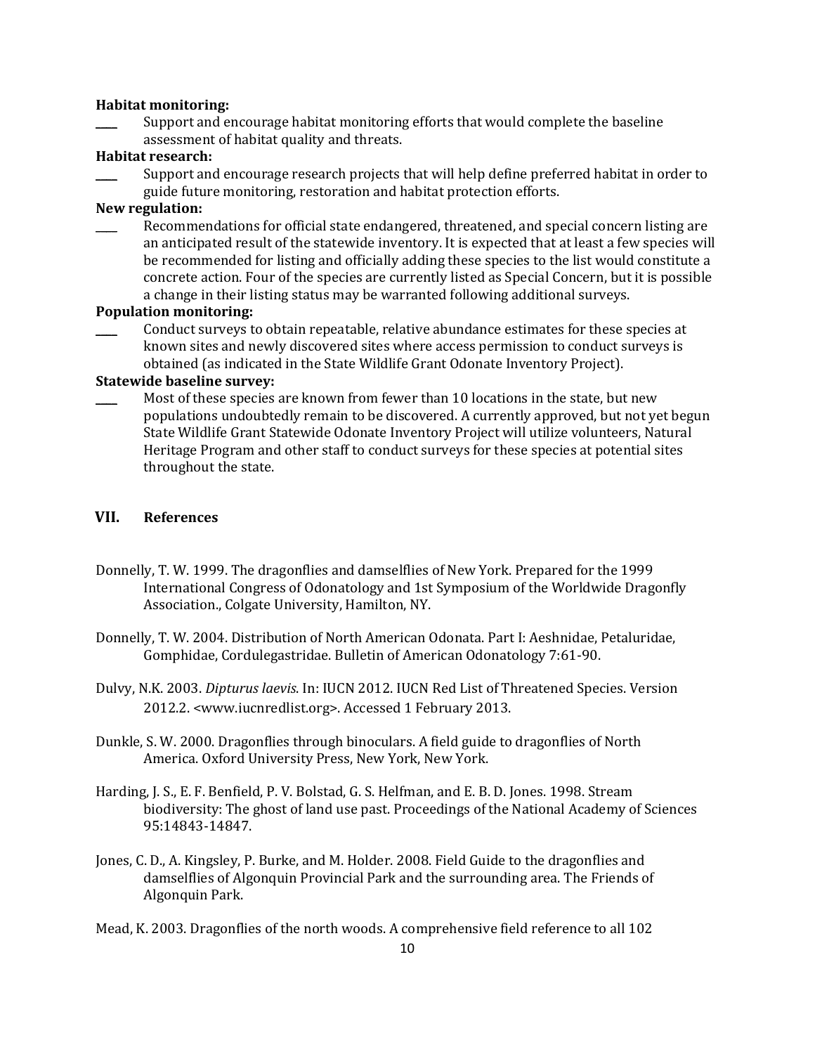**Habitat monitoring:**

____ Support and encourage habitat monitoring efforts that would complete the baseline assessment of habitat quality and threats.

**Habitat research:**

____ Support and encourage research projects that will help define preferred habitat in order to guide future monitoring, restoration and habitat protection efforts.

**New regulation:**

____ Recommendations for official state endangered, threatened, and special concern listing are an anticipated result of the statewide inventory. It is expected that at least a few species will be recommended for listing and officially adding these species to the list would constitute a concrete action. Four of the species are currently listed as Special Concern, but it is possible a change in their listing status may be warranted following additional surveys.

**Population monitoring:**

____ Conduct surveys to obtain repeatable, relative abundance estimates for these species at known sites and newly discovered sites where access permission to conduct surveys is obtained (as indicated in the State Wildlife Grant Odonate Inventory Project).

**Statewide baseline survey:**

____ Most of these species are known from fewer than 10 locations in the state, but new populations undoubtedly remain to be discovered. A currently approved, but not yet begun State Wildlife Grant Statewide Odonate Inventory Project will utilize volunteers, Natural Heritage Program and other staff to conduct surveys for these species at potential sites throughout the state.

## VII. References

Donnelly, T. W. 1999. The dragonflies and damselflies of New York. Prepared for the 1999 International Congress of Odonatology and 1st Symposium of the Worldwide Dragonfly Association., Colgate University, Hamilton, NY.

Donnelly, T. W. 2004. Distribution of North American Odonata. Part I: Aeshnidae, Petaluridae, Gomphidae, Cordulegastridae. Bulletin of American Odonatology 7:61-90.

Dulvy, N.K. 2003. *Dipturus laevis*. In: IUCN 2012. IUCN Red List of Threatened Species. Version 2012.2. <www.iucnredlist.org>. Accessed 1 February 2013.

Dunkle, S. W. 2000. Dragonflies through binoculars. A field guide to dragonflies of North America. Oxford University Press, New York, New York.

Harding, J. S., E. F. Benfield, P. V. Bolstad, G. S. Helfman, and E. B. D. Jones. 1998. Stream biodiversity: The ghost of land use past. Proceedings of the National Academy of Sciences 95:14843-14847.

Jones, C. D., A. Kingsley, P. Burke, and M. Holder. 2008. Field Guide to the dragonflies and damselflies of Algonquin Provincial Park and the surrounding area. The Friends of Algonquin Park.

Mead, K. 2003. Dragonflies of the north woods. A comprehensive field reference to all 102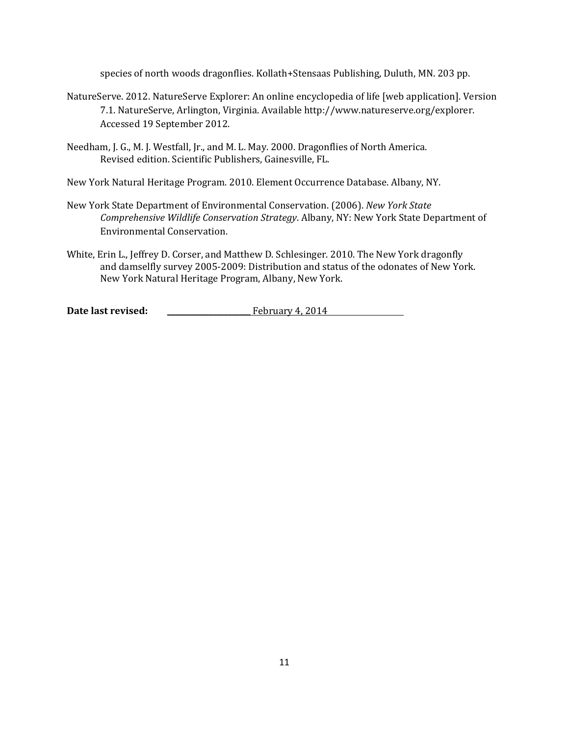species of north woods dragonflies. Kollath+Stensaas Publishing, Duluth, MN. 203 pp.

NatureServe. 2012. NatureServe Explorer: An online encyclopedia of life [web application]. Version 7.1. NatureServe, Arlington, Virginia. Available http://www.natureserve.org/explorer. Accessed 19 September 2012.

Needham, J. G., M. J. Westfall, Jr., and M. L. May. 2000. Dragonflies of North America. Revised edition. Scientific Publishers, Gainesville, FL.

New York Natural Heritage Program. 2010. Element Occurrence Database. Albany, NY.

New York State Department of Environmental Conservation. (2006). *New York State Comprehensive Wildlife Conservation Strategy*. Albany, NY: New York State Department of Environmental Conservation.

White, Erin L., Jeffrey D. Corser, and Matthew D. Schlesinger. 2010. The New York dragonfly and damselfly survey 2005-2009: Distribution and status of the odonates of New York. New York Natural Heritage Program, Albany, New York.

**Date last revised:** February 4, 2014